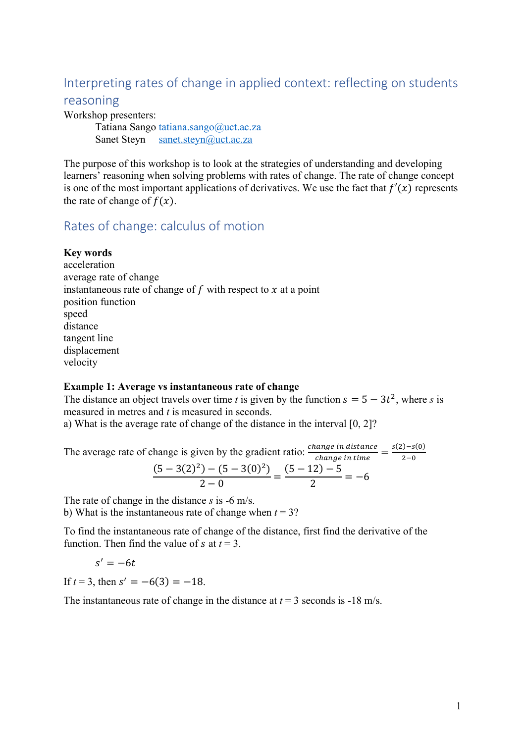## Interpreting rates of change in applied context: reflecting on students reasoning

Workshop presenters:

Tatiana Sango tatiana.sango@uct.ac.za
Sanet Steyn sanet.steyn@uct.ac.za

The purpose of this workshop is to look at the strategies of understanding and developing learners' reasoning when solving problems with rates of change. The rate of change concept is one of the most important applications of derivatives. We use the fact that $f'(x)$ represents the rate of change of $f(x)$.

## Rates of change: calculus of motion

**Key words**

acceleration
average rate of change
instantaneous rate of change of $f$ with respect to $x$ at a point
position function
speed
distance
tangent line
displacement
velocity

**Example 1: Average vs instantaneous rate of change**

The distance an object travels over time *t* is given by the function $s = 5 - 3t^2$, where *s* is measured in metres and *t* is measured in seconds.

a) What is the average rate of change of the distance in the interval [0, 2]?

The average rate of change is given by the gradient ratio: $\frac{change\ in\ distance}{change\ in\ time} = \frac{s(2)-s(0)}{2-0}$

$$\frac{(5 - 3(2)^2) - (5 - 3(0)^2)}{2 - 0} = \frac{(5 - 12) - 5}{2} = -6$$

The rate of change in the distance *s* is -6 m/s.

b) What is the instantaneous rate of change when *t* = 3?

To find the instantaneous rate of change of the distance, first find the derivative of the function. Then find the value of $s$ at *t* = 3.

$$s' = -6t$$

If *t* = 3, then $s' = -6(3) = -18$.

The instantaneous rate of change in the distance at *t* = 3 seconds is -18 m/s.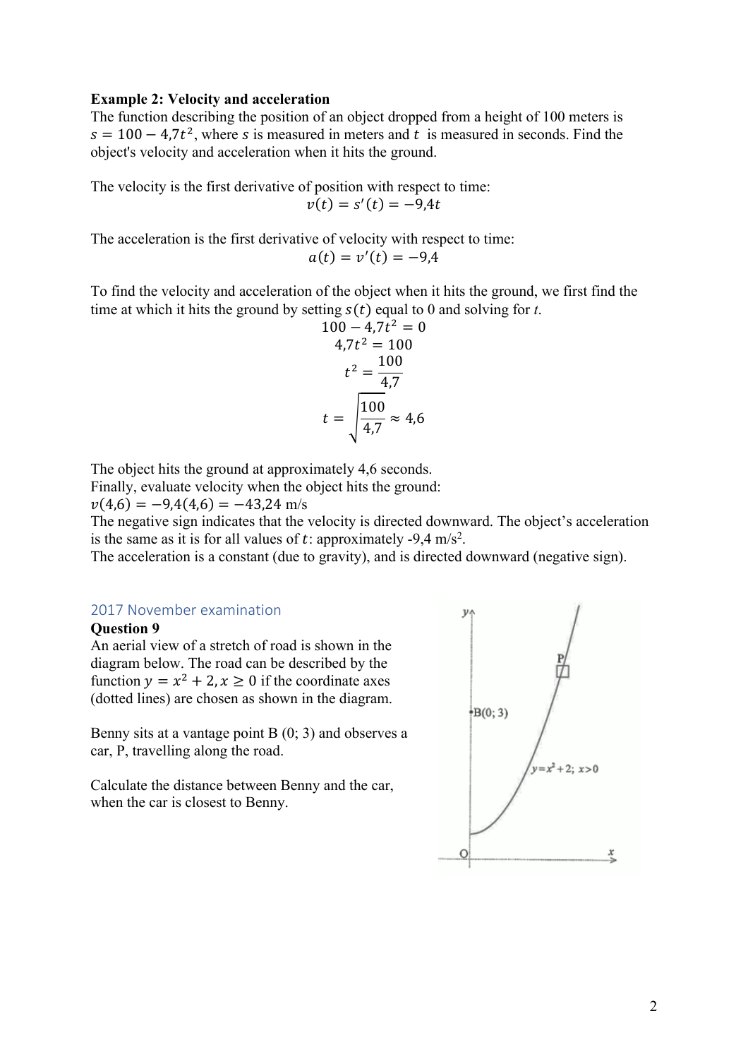**Example 2: Velocity and acceleration**

The function describing the position of an object dropped from a height of 100 meters is $s = 100 - 4{,}7t^2$, where $s$ is measured in meters and $t$ is measured in seconds. Find the object's velocity and acceleration when it hits the ground.

The velocity is the first derivative of position with respect to time:

$$v(t) = s'(t) = -9{,}4t$$

The acceleration is the first derivative of velocity with respect to time:

$$a(t) = v'(t) = -9{,}4$$

To find the velocity and acceleration of the object when it hits the ground, we first find the time at which it hits the ground by setting $s(t)$ equal to 0 and solving for $t$.

$$100 - 4{,}7t^2 = 0$$

$$4{,}7t^2 = 100$$

$$t^2 = \frac{100}{4{,}7}$$

$$t = \sqrt{\frac{100}{4{,}7}} \approx 4{,}6$$

The object hits the ground at approximately 4,6 seconds.

Finally, evaluate velocity when the object hits the ground:

$v(4{,}6) = -9{,}4(4{,}6) = -43{,}24$ m/s

The negative sign indicates that the velocity is directed downward. The object's acceleration is the same as it is for all values of $t$: approximately -9,4 m/s$^2$.

The acceleration is a constant (due to gravity), and is directed downward (negative sign).

## 2017 November examination

**Question 9**

An aerial view of a stretch of road is shown in the diagram below. The road can be described by the function $y = x^2 + 2, x \geq 0$ if the coordinate axes (dotted lines) are chosen as shown in the diagram.

Benny sits at a vantage point B (0; 3) and observes a car, P, travelling along the road.

Calculate the distance between Benny and the car, when the car is closest to Benny.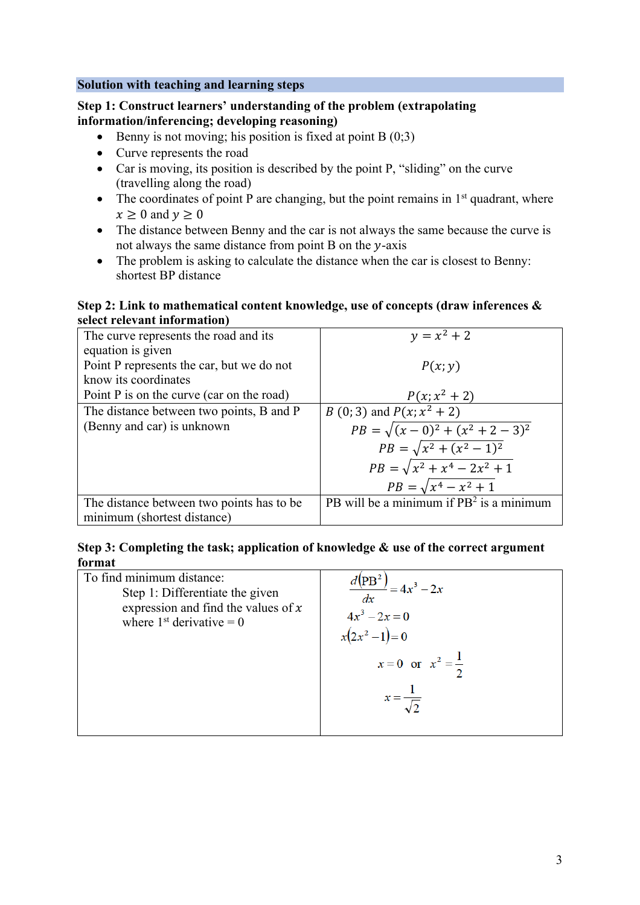**Solution with teaching and learning steps**

**Step 1: Construct learners' understanding of the problem (extrapolating information/inferencing; developing reasoning)**

- Benny is not moving; his position is fixed at point B (0;3)
- Curve represents the road
- Car is moving, its position is described by the point P, "sliding" on the curve (travelling along the road)
- The coordinates of point P are changing, but the point remains in 1st quadrant, where $x \geq 0$ and $y \geq 0$
- The distance between Benny and the car is not always the same because the curve is not always the same distance from point B on the $y$-axis
- The problem is asking to calculate the distance when the car is closest to Benny: shortest BP distance

**Step 2: Link to mathematical content knowledge, use of concepts (draw inferences & select relevant information)**

| | |
|---|---|
| The curve represents the road and its equation is given<br>Point P represents the car, but we do not know its coordinates<br>Point P is on the curve (car on the road) | $y = x^2 + 2$<br><br>$P(x; y)$<br><br>$P(x; x^2 + 2)$ |
| The distance between two points, B and P (Benny and car) is unknown | $B\ (0; 3)$ and $P(x; x^2 + 2)$<br>$PB = \sqrt{(x - 0)^2 + (x^2 + 2 - 3)^2}$<br>$PB = \sqrt{x^2 + (x^2 - 1)^2}$<br>$PB = \sqrt{x^2 + x^4 - 2x^2 + 1}$<br>$PB = \sqrt{x^4 - x^2 + 1}$ |
| The distance between two points has to be minimum (shortest distance) | PB will be a minimum if $PB^2$ is a minimum |

**Step 3: Completing the task; application of knowledge & use of the correct argument format**

| | |
|---|---|
| To find minimum distance:<br>Step 1: Differentiate the given expression and find the values of $x$ where 1st derivative = 0 | $\frac{d(PB^2)}{dx} = 4x^3 - 2x$<br>$4x^3 - 2x = 0$<br>$x(2x^2 - 1) = 0$<br>$x = 0$ or $x^2 = \frac{1}{2}$<br>$x = \frac{1}{\sqrt{2}}$ |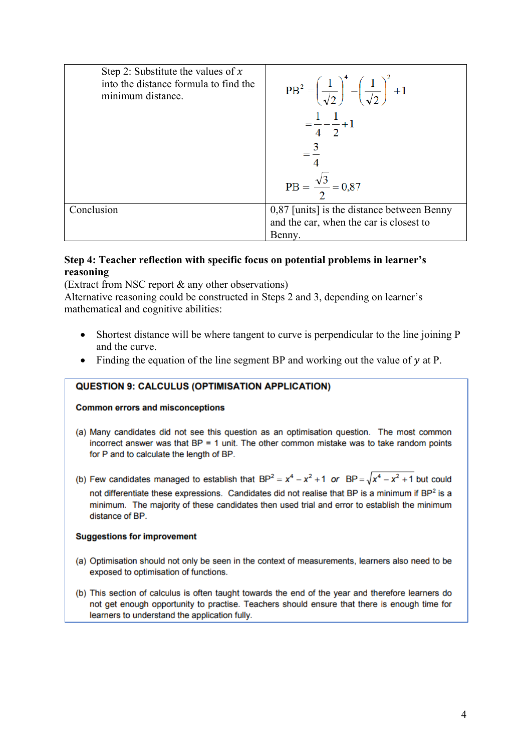| | |
|---|---|
| Step 2: Substitute the values of $x$ into the distance formula to find the minimum distance. | $\text{PB}^2 = \left(\frac{1}{\sqrt{2}}\right)^4 - \left(\frac{1}{\sqrt{2}}\right)^2 + 1$ <br> $= \frac{1}{4} - \frac{1}{2} + 1$ <br> $= \frac{3}{4}$ <br> $\text{PB} = \frac{\sqrt{3}}{2} = 0{,}87$ |
| Conclusion | 0,87 [units] is the distance between Benny and the car, when the car is closest to Benny. |

**Step 4: Teacher reflection with specific focus on potential problems in learner's reasoning**

(Extract from NSC report & any other observations)

Alternative reasoning could be constructed in Steps 2 and 3, depending on learner's mathematical and cognitive abilities:

- Shortest distance will be where tangent to curve is perpendicular to the line joining P and the curve.
- Finding the equation of the line segment BP and working out the value of $y$ at P.

**QUESTION 9: CALCULUS (OPTIMISATION APPLICATION)**

**Common errors and misconceptions**

(a) Many candidates did not see this question as an optimisation question. The most common incorrect answer was that BP = 1 unit. The other common mistake was to take random points for P and to calculate the length of BP.

(b) Few candidates managed to establish that $\text{BP}^2 = x^4 - x^2 + 1$ *or* $\text{BP} = \sqrt{x^4 - x^2 + 1}$ but could not differentiate these expressions. Candidates did not realise that BP is a minimum if $\text{BP}^2$ is a minimum. The majority of these candidates then used trial and error to establish the minimum distance of BP.

**Suggestions for improvement**

(a) Optimisation should not only be seen in the context of measurements, learners also need to be exposed to optimisation of functions.

(b) This section of calculus is often taught towards the end of the year and therefore learners do not get enough opportunity to practise. Teachers should ensure that there is enough time for learners to understand the application fully.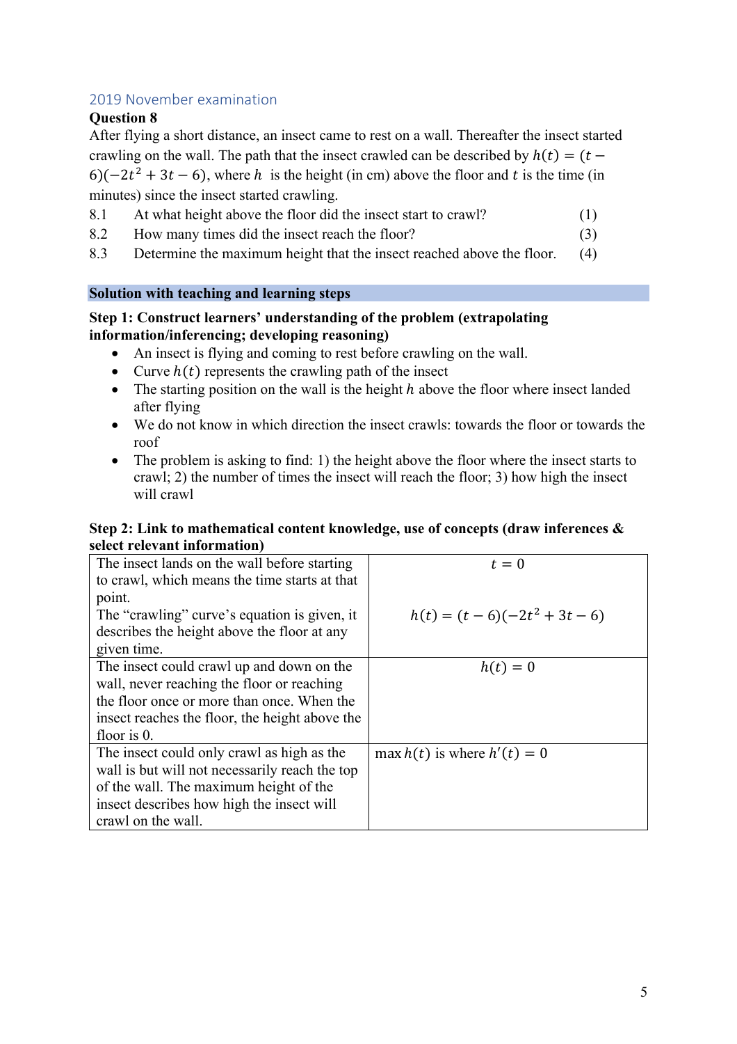## 2019 November examination

**Question 8**

After flying a short distance, an insect came to rest on a wall. Thereafter the insect started crawling on the wall. The path that the insect crawled can be described by $h(t) = (t - 6)(-2t^2 + 3t - 6)$, where $h$ is the height (in cm) above the floor and $t$ is the time (in minutes) since the insect started crawling.

| | | |
|---|---|---|
| 8.1 | At what height above the floor did the insect start to crawl? | (1) |
| 8.2 | How many times did the insect reach the floor? | (3) |
| 8.3 | Determine the maximum height that the insect reached above the floor. | (4) |

### Solution with teaching and learning steps

**Step 1: Construct learners' understanding of the problem (extrapolating information/inferencing; developing reasoning)**

- An insect is flying and coming to rest before crawling on the wall.
- Curve $h(t)$ represents the crawling path of the insect
- The starting position on the wall is the height $h$ above the floor where insect landed after flying
- We do not know in which direction the insect crawls: towards the floor or towards the roof
- The problem is asking to find: 1) the height above the floor where the insect starts to crawl; 2) the number of times the insect will reach the floor; 3) how high the insect will crawl

**Step 2: Link to mathematical content knowledge, use of concepts (draw inferences & select relevant information)**

| | |
|---|---|
| The insect lands on the wall before starting to crawl, which means the time starts at that point. The "crawling" curve's equation is given, it describes the height above the floor at any given time. | $t = 0$ <br><br> $h(t) = (t - 6)(-2t^2 + 3t - 6)$ |
| The insect could crawl up and down on the wall, never reaching the floor or reaching the floor once or more than once. When the insect reaches the floor, the height above the floor is 0. | $h(t) = 0$ |
| The insect could only crawl as high as the wall is but will not necessarily reach the top of the wall. The maximum height of the insect describes how high the insect will crawl on the wall. | $\max h(t)$ is where $h'(t) = 0$ |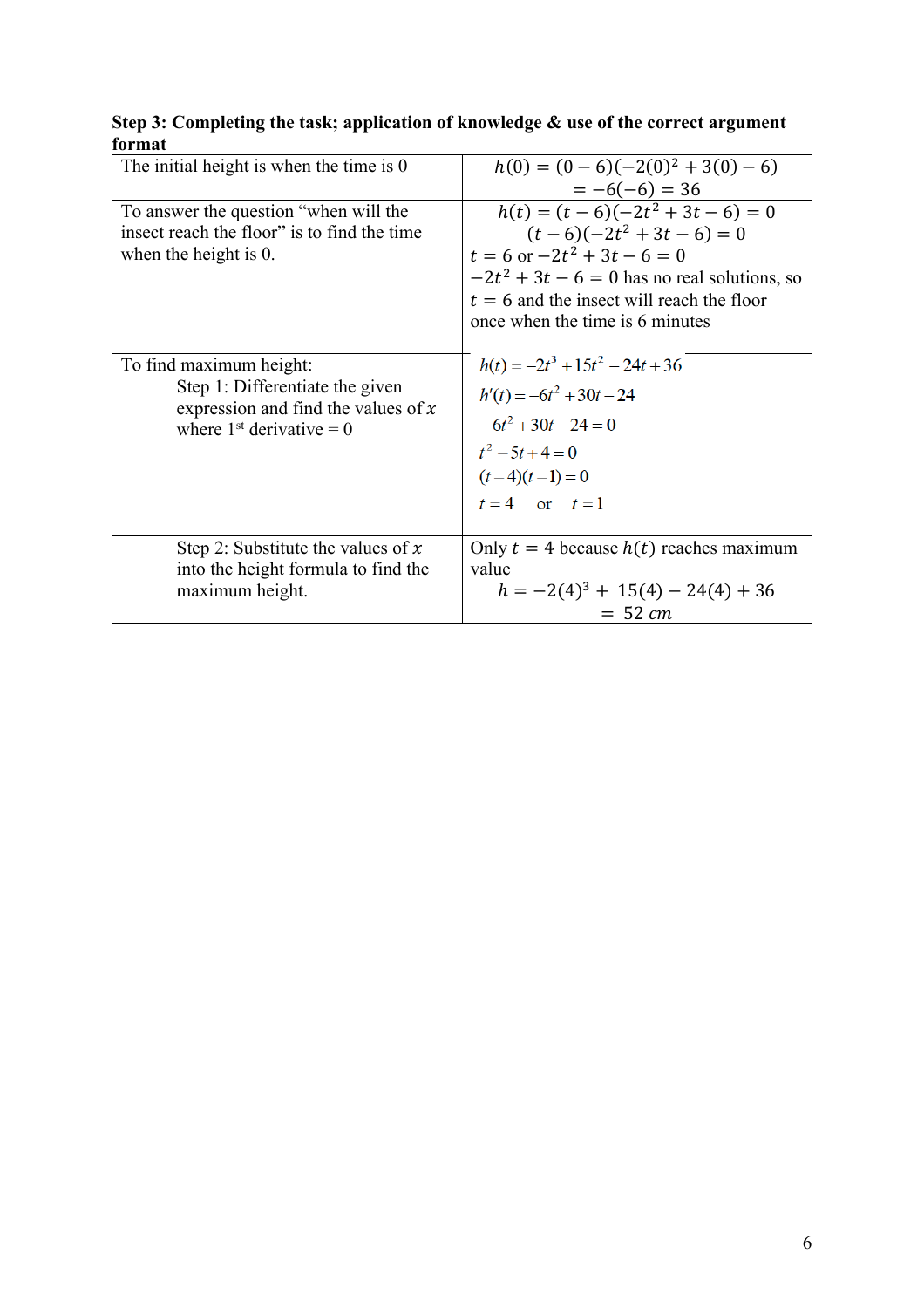**Step 3: Completing the task; application of knowledge & use of the correct argument format**

| | |
|---|---|
| The initial height is when the time is 0 | $h(0) = (0-6)(-2(0)^2 + 3(0) - 6)$ <br> $= -6(-6) = 36$ |
| To answer the question "when will the insect reach the floor" is to find the time when the height is 0. | $h(t) = (t-6)(-2t^2 + 3t - 6) = 0$ <br> $(t-6)(-2t^2 + 3t - 6) = 0$ <br> $t = 6$ or $-2t^2 + 3t - 6 = 0$ <br> $-2t^2 + 3t - 6 = 0$ has no real solutions, so $t = 6$ and the insect will reach the floor once when the time is 6 minutes |
| To find maximum height: <br> Step 1: Differentiate the given expression and find the values of $x$ where 1st derivative = 0 | $h(t) = -2t^3 + 15t^2 - 24t + 36$ <br> $h'(t) = -6t^2 + 30t - 24$ <br> $-6t^2 + 30t - 24 = 0$ <br> $t^2 - 5t + 4 = 0$ <br> $(t-4)(t-1) = 0$ <br> $t = 4$ or $t = 1$ |
| Step 2: Substitute the values of $x$ into the height formula to find the maximum height. | Only $t = 4$ because $h(t)$ reaches maximum value <br> $h = -2(4)^3 + 15(4) - 24(4) + 36$ <br> $= 52\ cm$ |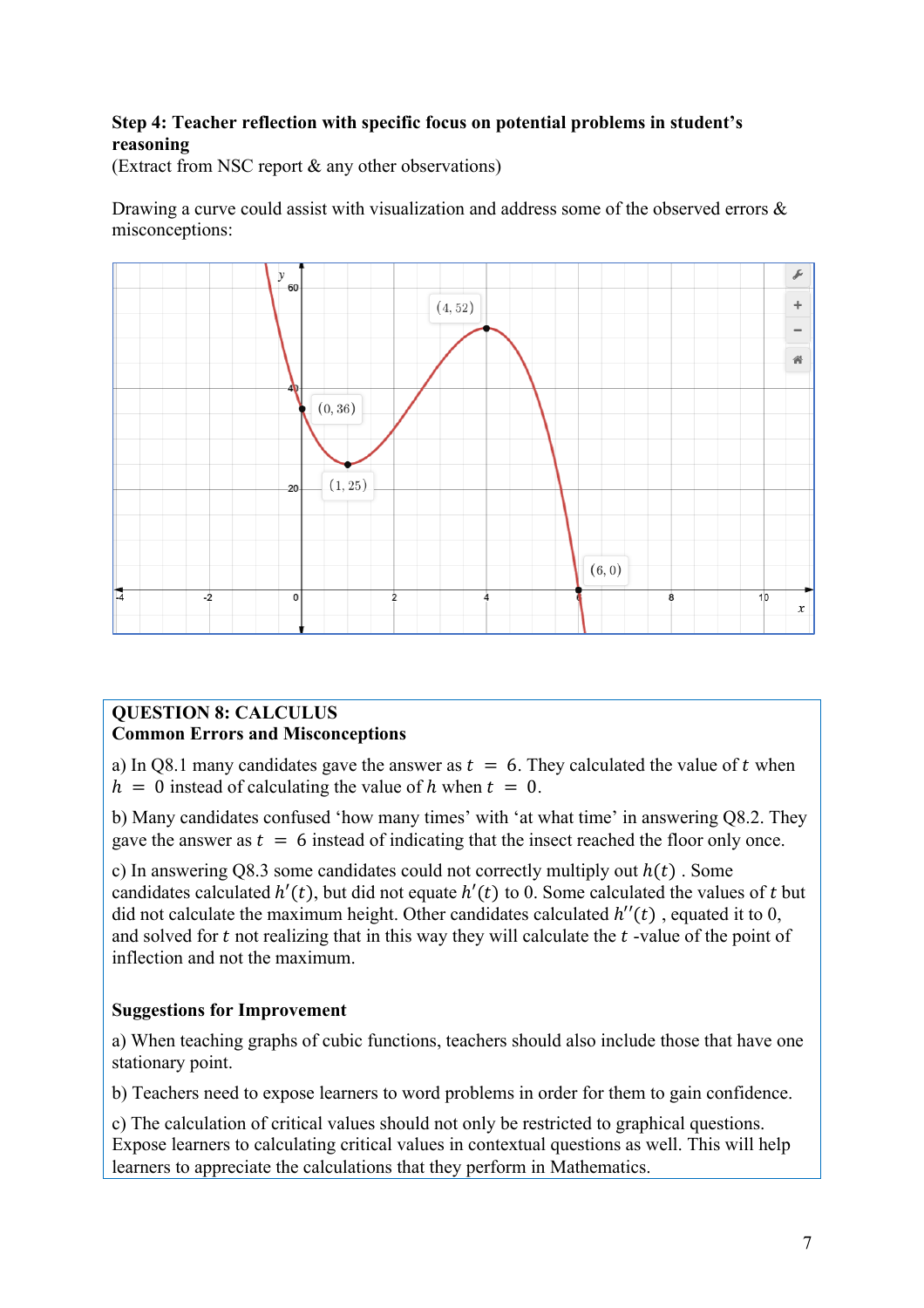**Step 4: Teacher reflection with specific focus on potential problems in student's reasoning**

(Extract from NSC report & any other observations)

Drawing a curve could assist with visualization and address some of the observed errors & misconceptions:

**QUESTION 8: CALCULUS**

**Common Errors and Misconceptions**

a) In Q8.1 many candidates gave the answer as $t = 6$. They calculated the value of $t$ when $h = 0$ instead of calculating the value of $h$ when $t = 0$.

b) Many candidates confused 'how many times' with 'at what time' in answering Q8.2. They gave the answer as $t = 6$ instead of indicating that the insect reached the floor only once.

c) In answering Q8.3 some candidates could not correctly multiply out $h(t)$ . Some candidates calculated $h'(t)$, but did not equate $h'(t)$ to 0. Some calculated the values of $t$ but did not calculate the maximum height. Other candidates calculated $h''(t)$ , equated it to 0, and solved for $t$ not realizing that in this way they will calculate the $t$ -value of the point of inflection and not the maximum.

**Suggestions for Improvement**

a) When teaching graphs of cubic functions, teachers should also include those that have one stationary point.

b) Teachers need to expose learners to word problems in order for them to gain confidence.

c) The calculation of critical values should not only be restricted to graphical questions. Expose learners to calculating critical values in contextual questions as well. This will help learners to appreciate the calculations that they perform in Mathematics.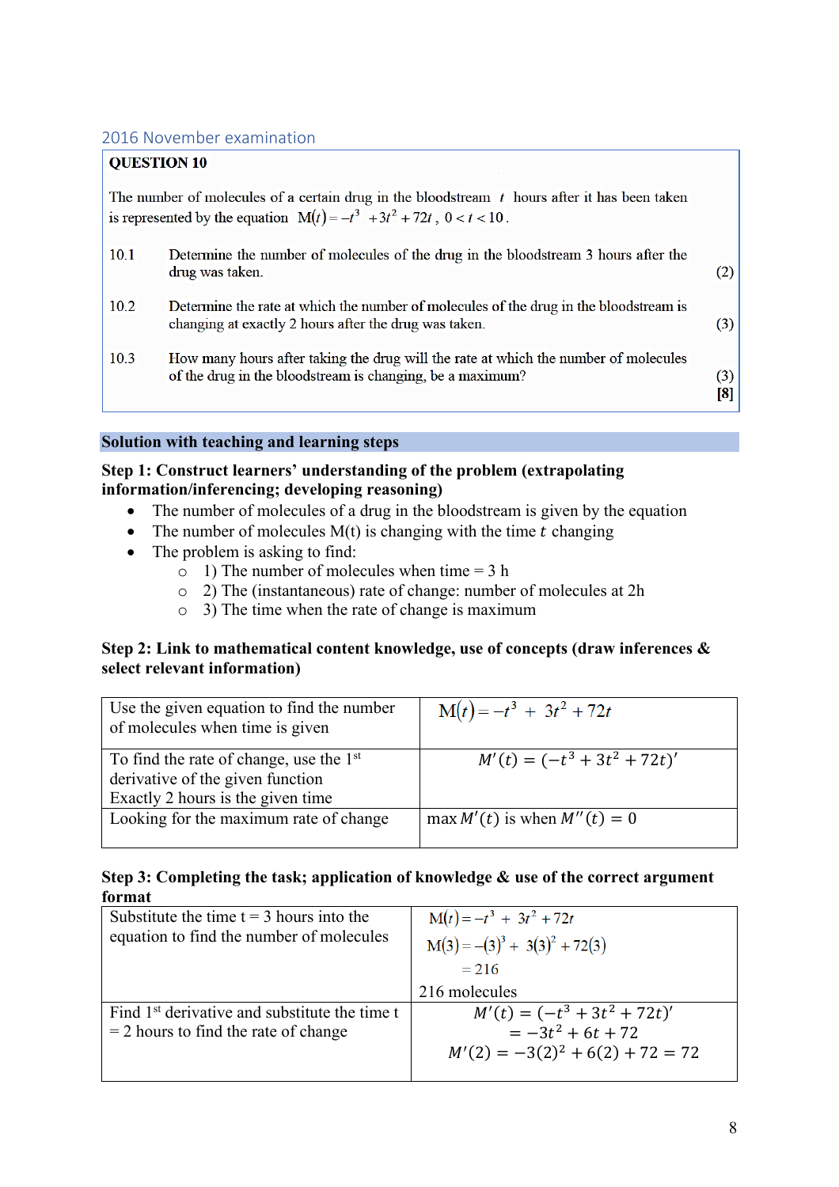### 2016 November examination

**QUESTION 10**

The number of molecules of a certain drug in the bloodstream $t$ hours after it has been taken is represented by the equation $M(t) = -t^3 + 3t^2 + 72t$, $0 < t < 10$.

| | | |
|---|---|---|
| 10.1 | Determine the number of molecules of the drug in the bloodstream 3 hours after the drug was taken. | (2) |
| 10.2 | Determine the rate at which the number of molecules of the drug in the bloodstream is changing at exactly 2 hours after the drug was taken. | (3) |
| 10.3 | How many hours after taking the drug will the rate at which the number of molecules of the drug in the bloodstream is changing, be a maximum? | (3) **[8]** |

## Solution with teaching and learning steps

**Step 1: Construct learners' understanding of the problem (extrapolating information/inferencing; developing reasoning)**

- The number of molecules of a drug in the bloodstream is given by the equation
- The number of molecules M(t) is changing with the time $t$ changing
- The problem is asking to find:
  - 1) The number of molecules when time = 3 h
  - 2) The (instantaneous) rate of change: number of molecules at 2h
  - 3) The time when the rate of change is maximum

**Step 2: Link to mathematical content knowledge, use of concepts (draw inferences & select relevant information)**

| | |
|---|---|
| Use the given equation to find the number of molecules when time is given | $M(t) = -t^3 + 3t^2 + 72t$ |
| To find the rate of change, use the 1st derivative of the given function<br>Exactly 2 hours is the given time | $M'(t) = (-t^3 + 3t^2 + 72t)'$ |
| Looking for the maximum rate of change | max $M'(t)$ is when $M''(t) = 0$ |

**Step 3: Completing the task; application of knowledge & use of the correct argument format**

| | |
|---|---|
| Substitute the time t = 3 hours into the equation to find the number of molecules | $M(t) = -t^3 + 3t^2 + 72t$<br>$M(3) = -(3)^3 + 3(3)^2 + 72(3)$<br>$= 216$<br>216 molecules |
| Find 1st derivative and substitute the time t = 2 hours to find the rate of change | $M'(t) = (-t^3 + 3t^2 + 72t)'$<br>$= -3t^2 + 6t + 72$<br>$M'(2) = -3(2)^2 + 6(2) + 72 = 72$ |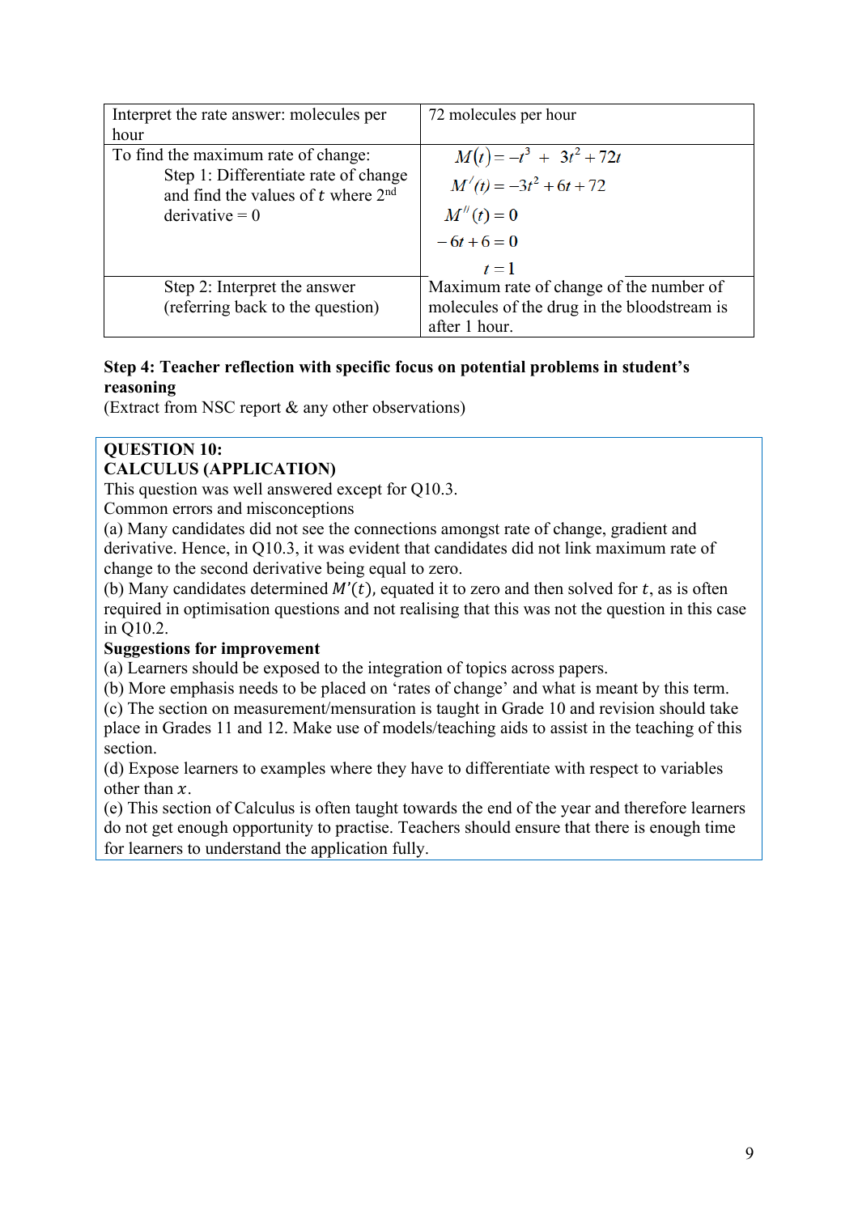| | |
|---|---|
| Interpret the rate answer: molecules per hour | 72 molecules per hour |
| To find the maximum rate of change: Step 1: Differentiate rate of change and find the values of $t$ where 2nd derivative = 0 | $M(t) = -t^3 + 3t^2 + 72t$ <br> $M'(t) = -3t^2 + 6t + 72$ <br> $M''(t) = 0$ <br> $-6t + 6 = 0$ <br> $t = 1$ |
| Step 2: Interpret the answer (referring back to the question) | Maximum rate of change of the number of molecules of the drug in the bloodstream is after 1 hour. |

**Step 4: Teacher reflection with specific focus on potential problems in student's reasoning**

(Extract from NSC report & any other observations)

**QUESTION 10:**
**CALCULUS (APPLICATION)**

This question was well answered except for Q10.3.

Common errors and misconceptions

(a) Many candidates did not see the connections amongst rate of change, gradient and derivative. Hence, in Q10.3, it was evident that candidates did not link maximum rate of change to the second derivative being equal to zero.

(b) Many candidates determined $M'(t)$, equated it to zero and then solved for $t$, as is often required in optimisation questions and not realising that this was not the question in this case in Q10.2.

**Suggestions for improvement**

(a) Learners should be exposed to the integration of topics across papers.

(b) More emphasis needs to be placed on 'rates of change' and what is meant by this term.

(c) The section on measurement/mensuration is taught in Grade 10 and revision should take place in Grades 11 and 12. Make use of models/teaching aids to assist in the teaching of this section.

(d) Expose learners to examples where they have to differentiate with respect to variables other than $x$.

(e) This section of Calculus is often taught towards the end of the year and therefore learners do not get enough opportunity to practise. Teachers should ensure that there is enough time for learners to understand the application fully.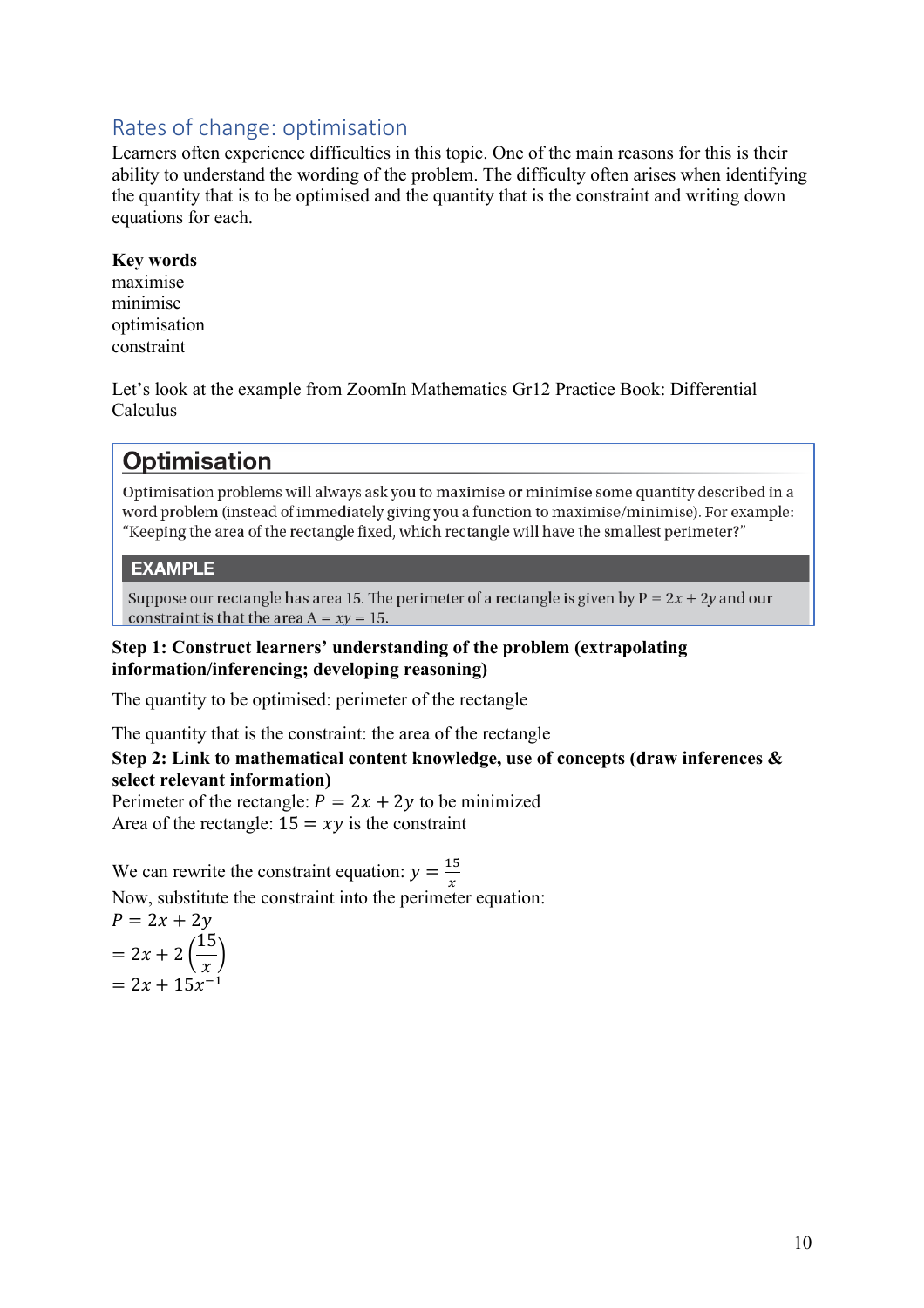## Rates of change: optimisation

Learners often experience difficulties in this topic. One of the main reasons for this is their ability to understand the wording of the problem. The difficulty often arises when identifying the quantity that is to be optimised and the quantity that is the constraint and writing down equations for each.

**Key words**
maximise
minimise
optimisation
constraint

Let's look at the example from ZoomIn Mathematics Gr12 Practice Book: Differential Calculus

> **Optimisation**
>
> Optimisation problems will always ask you to maximise or minimise some quantity described in a word problem (instead of immediately giving you a function to maximise/minimise). For example: "Keeping the area of the rectangle fixed, which rectangle will have the smallest perimeter?"
>
> **EXAMPLE**
>
> Suppose our rectangle has area 15. The perimeter of a rectangle is given by $P = 2x + 2y$ and our constraint is that the area $A = xy = 15$.

**Step 1: Construct learners' understanding of the problem (extrapolating information/inferencing; developing reasoning)**

The quantity to be optimised: perimeter of the rectangle

The quantity that is the constraint: the area of the rectangle

**Step 2: Link to mathematical content knowledge, use of concepts (draw inferences & select relevant information)**

Perimeter of the rectangle: $P = 2x + 2y$ to be minimized
Area of the rectangle: $15 = xy$ is the constraint

We can rewrite the constraint equation: $y = \frac{15}{x}$
Now, substitute the constraint into the perimeter equation:

$P = 2x + 2y$
$= 2x + 2\left(\frac{15}{x}\right)$
$= 2x + 15x^{-1}$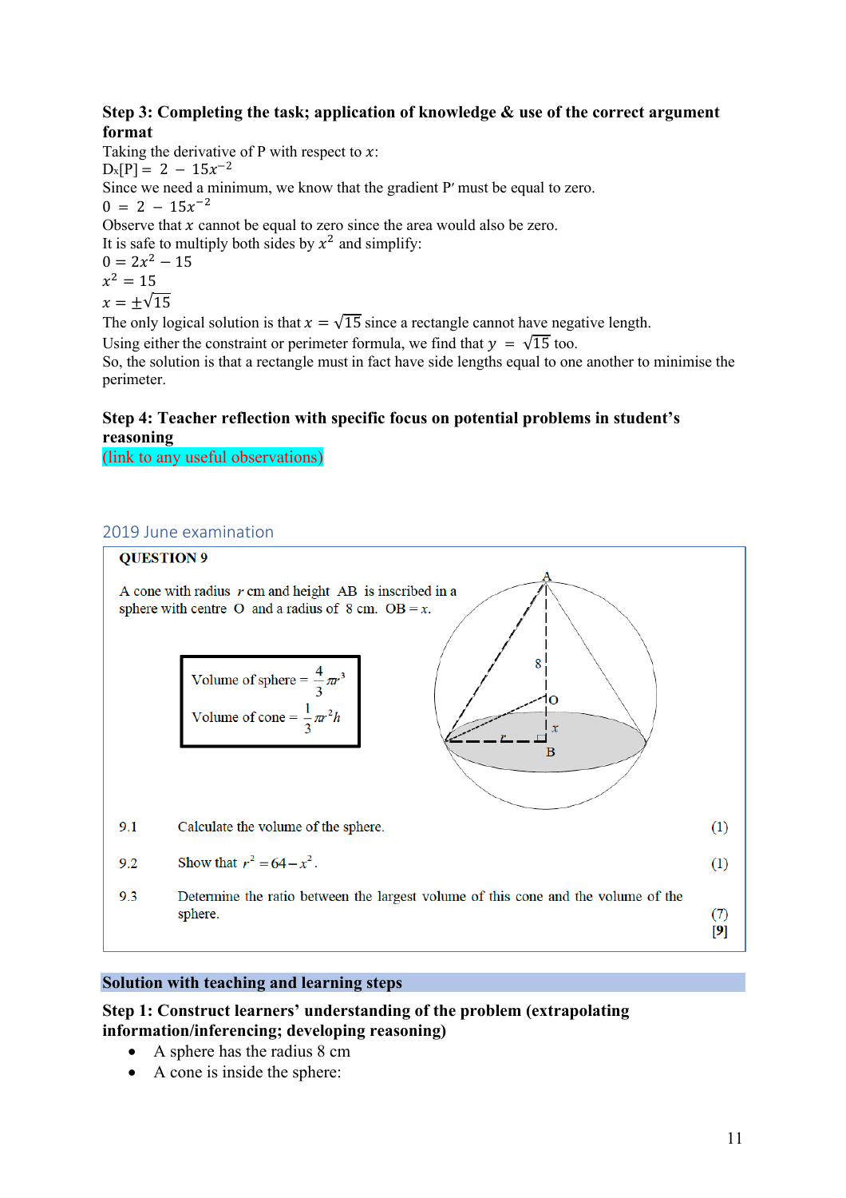**Step 3: Completing the task; application of knowledge & use of the correct argument format**

Taking the derivative of P with respect to $x$:

$D_x[P] = 2 - 15x^{-2}$

Since we need a minimum, we know that the gradient P′ must be equal to zero.

$0 = 2 - 15x^{-2}$

Observe that $x$ cannot be equal to zero since the area would also be zero.

It is safe to multiply both sides by $x^2$ and simplify:

$0 = 2x^2 - 15$

$x^2 = 15$

$x = \pm\sqrt{15}$

The only logical solution is that $x = \sqrt{15}$ since a rectangle cannot have negative length.

Using either the constraint or perimeter formula, we find that $y = \sqrt{15}$ too.

So, the solution is that a rectangle must in fact have side lengths equal to one another to minimise the perimeter.

**Step 4: Teacher reflection with specific focus on potential problems in student's reasoning**

(link to any useful observations)

## 2019 June examination

**QUESTION 9**

A cone with radius $r$ cm and height AB is inscribed in a sphere with centre O and a radius of 8 cm. OB = $x$.

| |
|---|
| Volume of sphere = $\frac{4}{3}\pi r^3$ |
| Volume of cone = $\frac{1}{3}\pi r^2 h$ |

| | | |
|---|---|---|
| 9.1 | Calculate the volume of the sphere. | (1) |
| 9.2 | Show that $r^2 = 64 - x^2$. | (1) |
| 9.3 | Determine the ratio between the largest volume of this cone and the volume of the sphere. | (7) **[9]** |

**Solution with teaching and learning steps**

**Step 1: Construct learners' understanding of the problem (extrapolating information/inferencing; developing reasoning)**

- A sphere has the radius 8 cm
- A cone is inside the sphere: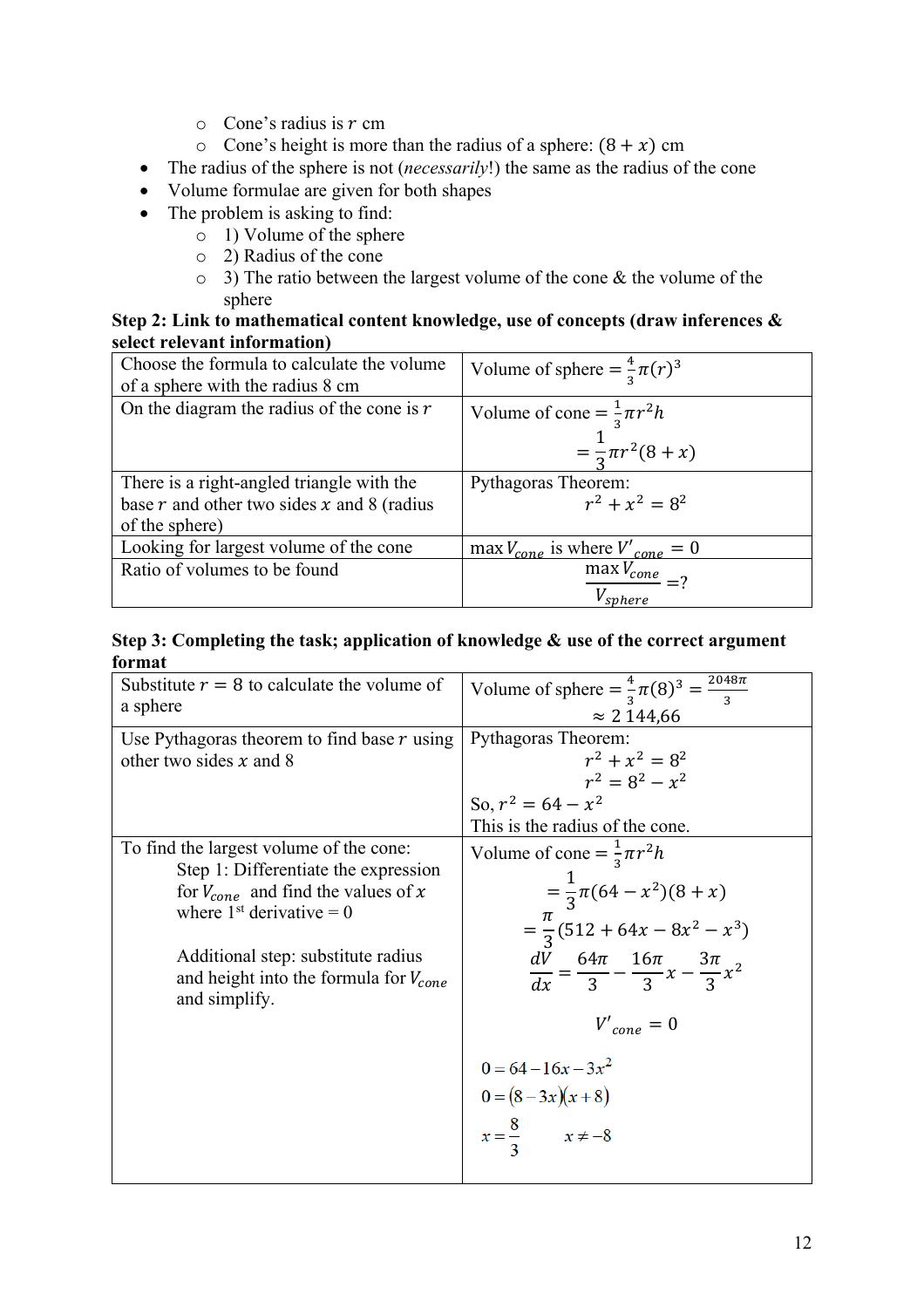- Cone's radius is $r$ cm
  - Cone's height is more than the radius of a sphere: $(8 + x)$ cm
- The radius of the sphere is not (*necessarily*!) the same as the radius of the cone
- Volume formulae are given for both shapes
- The problem is asking to find:
  - 1) Volume of the sphere
  - 2) Radius of the cone
  - 3) The ratio between the largest volume of the cone & the volume of the sphere

**Step 2: Link to mathematical content knowledge, use of concepts (draw inferences & select relevant information)**

| | |
|---|---|
| Choose the formula to calculate the volume of a sphere with the radius 8 cm | Volume of sphere $= \frac{4}{3}\pi(r)^3$ |
| On the diagram the radius of the cone is $r$ | Volume of cone $= \frac{1}{3}\pi r^2 h$ <br> $= \frac{1}{3}\pi r^2(8 + x)$ |
| There is a right-angled triangle with the base $r$ and other two sides $x$ and 8 (radius of the sphere) | Pythagoras Theorem: <br> $r^2 + x^2 = 8^2$ |
| Looking for largest volume of the cone | $\max V_{cone}$ is where $V'_{cone} = 0$ |
| Ratio of volumes to be found | $\frac{\max V_{cone}}{V_{sphere}} = ?$ |

**Step 3: Completing the task; application of knowledge & use of the correct argument format**

| | |
|---|---|
| Substitute $r = 8$ to calculate the volume of a sphere | Volume of sphere $= \frac{4}{3}\pi(8)^3 = \frac{2048\pi}{3}$ <br> $\approx 2\,144{,}66$ |
| Use Pythagoras theorem to find base $r$ using other two sides $x$ and 8 | Pythagoras Theorem: <br> $r^2 + x^2 = 8^2$ <br> $r^2 = 8^2 - x^2$ <br> So, $r^2 = 64 - x^2$ <br> This is the radius of the cone. |
| To find the largest volume of the cone: <br> Step 1: Differentiate the expression for $V_{cone}$ and find the values of $x$ where 1st derivative = 0 <br><br> Additional step: substitute radius and height into the formula for $V_{cone}$ and simplify. | Volume of cone $= \frac{1}{3}\pi r^2 h$ <br> $= \frac{1}{3}\pi(64 - x^2)(8 + x)$ <br> $= \frac{\pi}{3}(512 + 64x - 8x^2 - x^3)$ <br> $\frac{dV}{dx} = \frac{64\pi}{3} - \frac{16\pi}{3}x - \frac{3\pi}{3}x^2$ <br> $V'_{cone} = 0$ <br> $0 = 64 - 16x - 3x^2$ <br> $0 = (8 - 3x)(x + 8)$ <br> $x = \frac{8}{3}$ $\quad x \neq -8$ |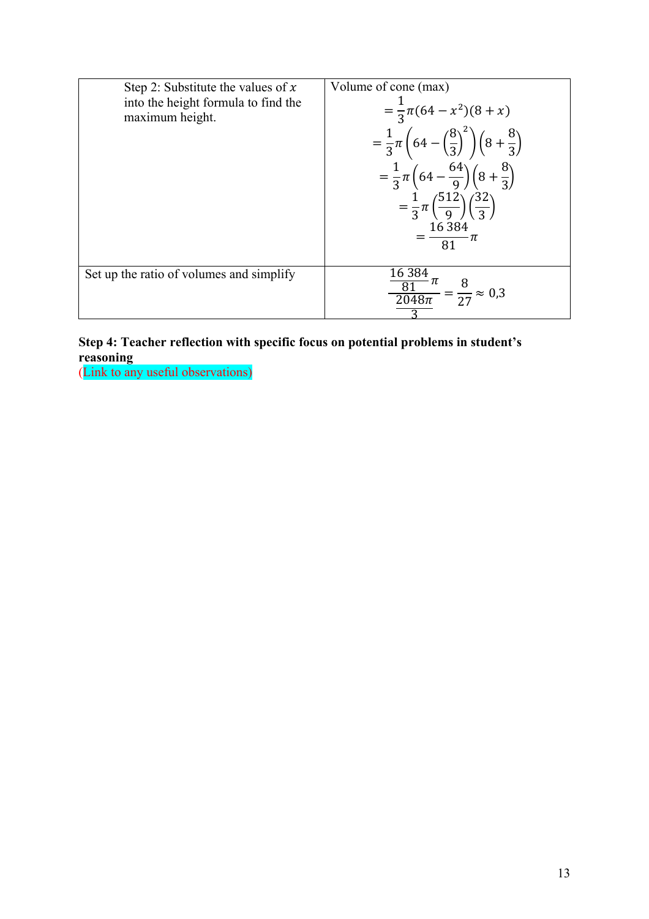| | |
|---|---|
| Step 2: Substitute the values of $x$ into the height formula to find the maximum height. | Volume of cone (max) $= \frac{1}{3}\pi(64 - x^2)(8 + x)$ $= \frac{1}{3}\pi\left(64 - \left(\frac{8}{3}\right)^2\right)\left(8 + \frac{8}{3}\right)$ $= \frac{1}{3}\pi\left(64 - \frac{64}{9}\right)\left(8 + \frac{8}{3}\right)$ $= \frac{1}{3}\pi\left(\frac{512}{9}\right)\left(\frac{32}{3}\right)$ $= \frac{16\,384}{81}\pi$ |
| Set up the ratio of volumes and simplify | $\frac{\frac{16\,384}{81}\pi}{\frac{2048\pi}{3}} = \frac{8}{27} \approx 0{,}3$ |

**Step 4: Teacher reflection with specific focus on potential problems in student's reasoning**

(Link to any useful observations)